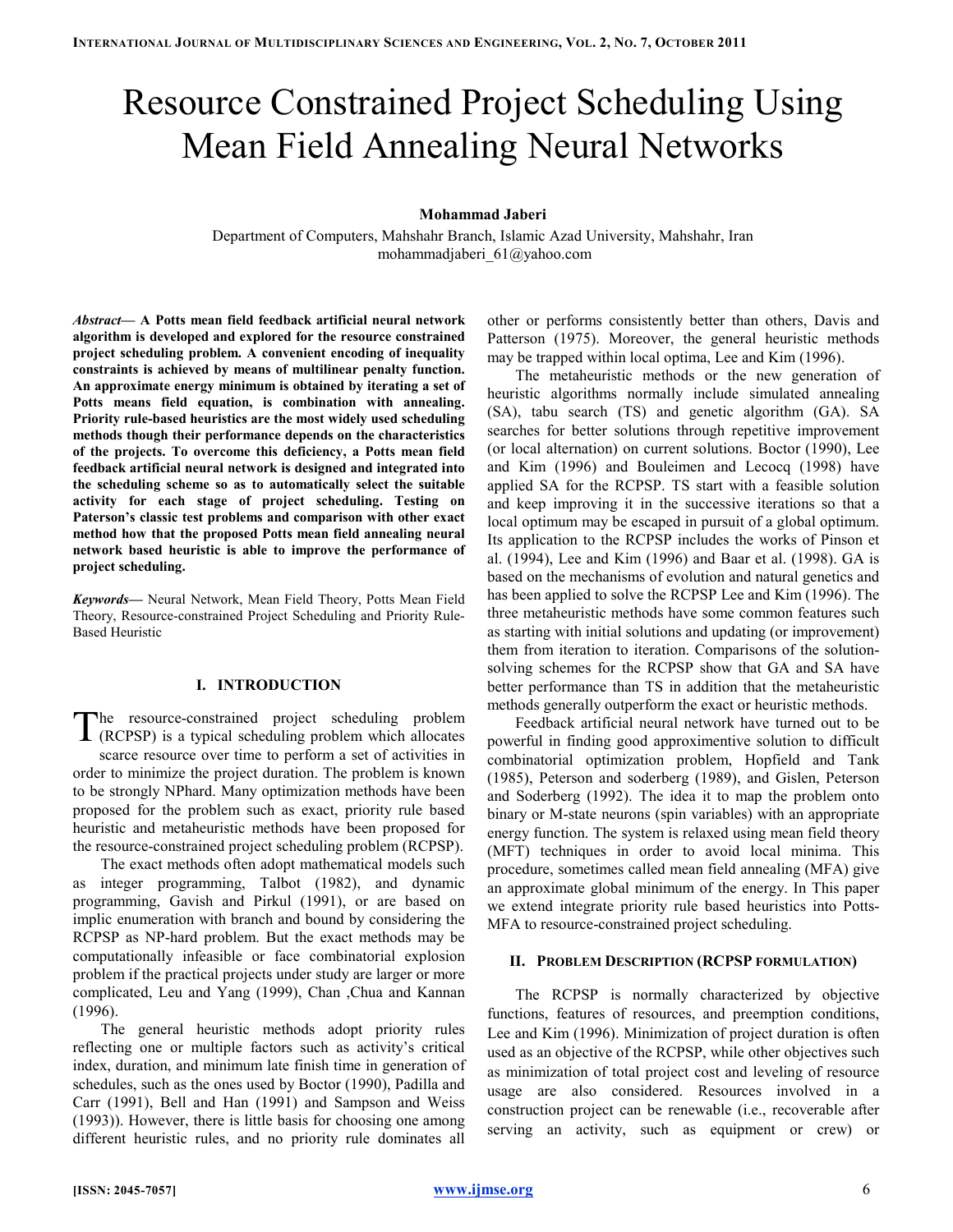# Resource Constrained Project Scheduling Using Mean Field Annealing Neural Networks

**Mohammad Jaberi**

Department of Computers, Mahshahr Branch, Islamic Azad University, Mahshahr, Iran
mohammadjaberi_61@yahoo.com

***Abstract*— A Potts mean field feedback artificial neural network algorithm is developed and explored for the resource constrained project scheduling problem. A convenient encoding of inequality constraints is achieved by means of multilinear penalty function. An approximate energy minimum is obtained by iterating a set of Potts means field equation, is combination with annealing. Priority rule-based heuristics are the most widely used scheduling methods though their performance depends on the characteristics of the projects. To overcome this deficiency, a Potts mean field feedback artificial neural network is designed and integrated into the scheduling scheme so as to automatically select the suitable activity for each stage of project scheduling. Testing on Paterson's classic test problems and comparison with other exact method how that the proposed Potts mean field annealing neural network based heuristic is able to improve the performance of project scheduling.**

***Keywords*—** Neural Network, Mean Field Theory, Potts Mean Field Theory, Resource-constrained Project Scheduling and Priority Rule-Based Heuristic

## I. INTRODUCTION

The resource-constrained project scheduling problem (RCPSP) is a typical scheduling problem which allocates scarce resource over time to perform a set of activities in order to minimize the project duration. The problem is known to be strongly NPhard. Many optimization methods have been proposed for the problem such as exact, priority rule based heuristic and metaheuristic methods have been proposed for the resource-constrained project scheduling problem (RCPSP).

The exact methods often adopt mathematical models such as integer programming, Talbot (1982), and dynamic programming, Gavish and Pirkul (1991), or are based on implic enumeration with branch and bound by considering the RCPSP as NP-hard problem. But the exact methods may be computationally infeasible or face combinatorial explosion problem if the practical projects under study are larger or more complicated, Leu and Yang (1999), Chan ,Chua and Kannan (1996).

The general heuristic methods adopt priority rules reflecting one or multiple factors such as activity's critical index, duration, and minimum late finish time in generation of schedules, such as the ones used by Boctor (1990), Padilla and Carr (1991), Bell and Han (1991) and Sampson and Weiss (1993)). However, there is little basis for choosing one among different heuristic rules, and no priority rule dominates all other or performs consistently better than others, Davis and Patterson (1975). Moreover, the general heuristic methods may be trapped within local optima, Lee and Kim (1996).

The metaheuristic methods or the new generation of heuristic algorithms normally include simulated annealing (SA), tabu search (TS) and genetic algorithm (GA). SA searches for better solutions through repetitive improvement (or local alternation) on current solutions. Boctor (1990), Lee and Kim (1996) and Bouleimen and Lecocq (1998) have applied SA for the RCPSP. TS start with a feasible solution and keep improving it in the successive iterations so that a local optimum may be escaped in pursuit of a global optimum. Its application to the RCPSP includes the works of Pinson et al. (1994), Lee and Kim (1996) and Baar et al. (1998). GA is based on the mechanisms of evolution and natural genetics and has been applied to solve the RCPSP Lee and Kim (1996). The three metaheuristic methods have some common features such as starting with initial solutions and updating (or improvement) them from iteration to iteration. Comparisons of the solution-solving schemes for the RCPSP show that GA and SA have better performance than TS in addition that the metaheuristic methods generally outperform the exact or heuristic methods.

Feedback artificial neural network have turned out to be powerful in finding good approximentive solution to difficult combinatorial optimization problem, Hopfield and Tank (1985), Peterson and soderberg (1989), and Gislen, Peterson and Soderberg (1992). The idea it to map the problem onto binary or M-state neurons (spin variables) with an appropriate energy function. The system is relaxed using mean field theory (MFT) techniques in order to avoid local minima. This procedure, sometimes called mean field annealing (MFA) give an approximate global minimum of the energy. In This paper we extend integrate priority rule based heuristics into Potts-MFA to resource-constrained project scheduling.

## II. PROBLEM DESCRIPTION (RCPSP FORMULATION)

The RCPSP is normally characterized by objective functions, features of resources, and preemption conditions, Lee and Kim (1996). Minimization of project duration is often used as an objective of the RCPSP, while other objectives such as minimization of total project cost and leveling of resource usage are also considered. Resources involved in a construction project can be renewable (i.e., recoverable after serving an activity, such as equipment or crew) or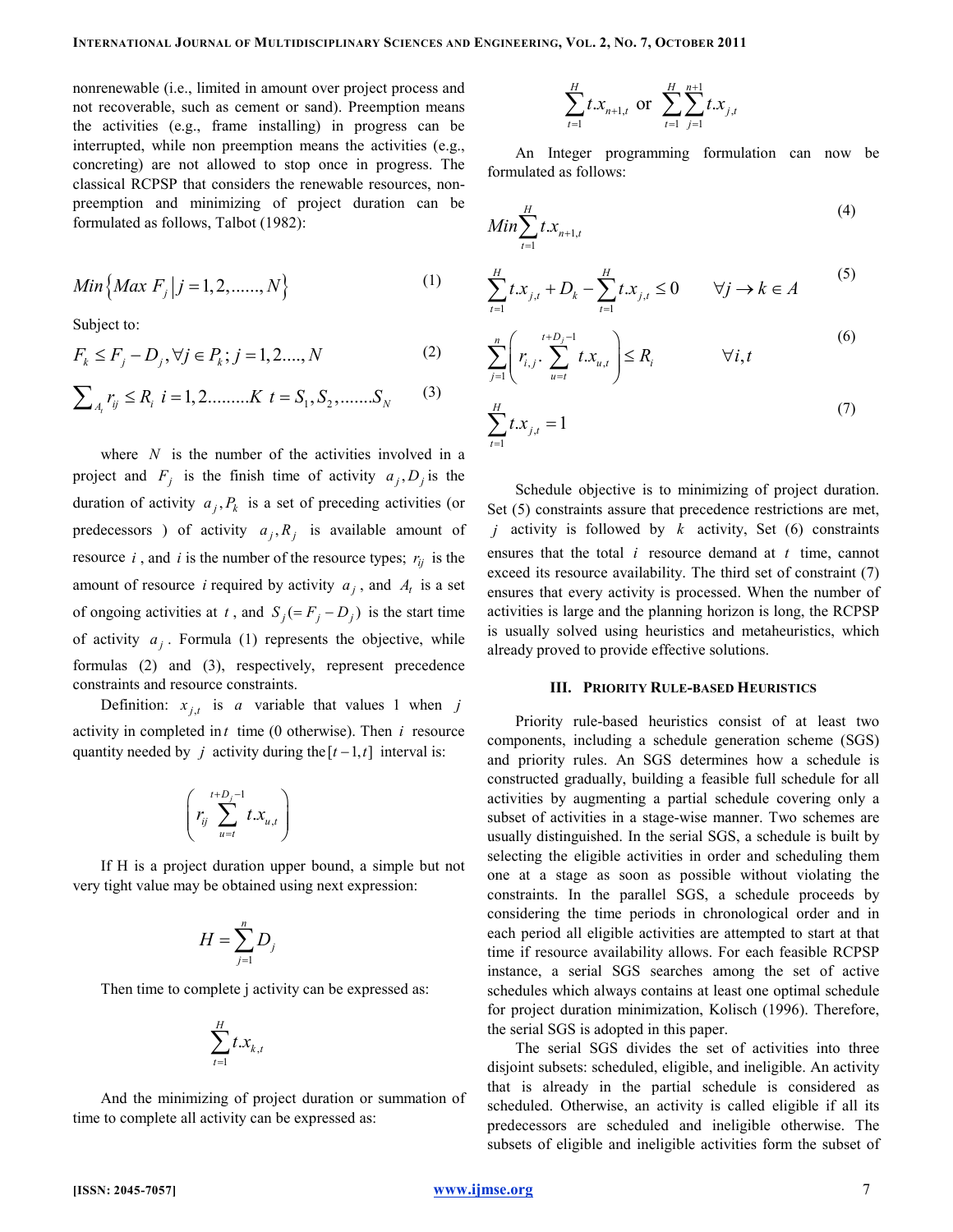nonrenewable (i.e., limited in amount over project process and not recoverable, such as cement or sand). Preemption means the activities (e.g., frame installing) in progress can be interrupted, while non preemption means the activities (e.g., concreting) are not allowed to stop once in progress. The classical RCPSP that considers the renewable resources, non-preemption and minimizing of project duration can be formulated as follows, Talbot (1982):

$$Min\left\{Max\ F_j \,\middle|\, j=1,2,......,N\right\} \tag{1}$$

Subject to:

$$F_k \le F_j - D_j, \forall j \in P_k; j=1,2....,N \tag{2}$$

$$\sum_{A_t} r_{ij} \le R_i \;\; i=1,2.........K \;\; t=S_1,S_2,.......S_N \tag{3}$$

where $N$ is the number of the activities involved in a project and $F_j$ is the finish time of activity $a_j, D_j$ is the duration of activity $a_j, P_k$ is a set of preceding activities (or predecessors ) of activity $a_j, R_j$ is available amount of resource $i$, and $i$ is the number of the resource types; $r_{ij}$ is the amount of resource $i$ required by activity $a_j$, and $A_t$ is a set of ongoing activities at $t$, and $S_j(=F_j - D_j)$ is the start time of activity $a_j$. Formula (1) represents the objective, while formulas (2) and (3), respectively, represent precedence constraints and resource constraints.

Definition: $x_{j,t}$ is $a$ variable that values 1 when $j$ activity in completed in $t$ time (0 otherwise). Then $i$ resource quantity needed by $j$ activity during the $[t-1,t]$ interval is:

$$\left(r_{ij} \sum_{u=t}^{t+D_j-1} t.x_{u,t}\right)$$

If H is a project duration upper bound, a simple but not very tight value may be obtained using next expression:

$$H = \sum_{j=1}^{n} D_j$$

Then time to complete j activity can be expressed as:

$$\sum_{t=1}^{H} t.x_{k,t}$$

And the minimizing of project duration or summation of time to complete all activity can be expressed as:

$$\sum_{t=1}^{H} t.x_{n+1,t} \text{ or } \sum_{t=1}^{H}\sum_{j=1}^{n+1} t.x_{j,t}$$

An Integer programming formulation can now be formulated as follows:

$$Min \sum_{t=1}^{H} t.x_{n+1,t} \tag{4}$$

$$\sum_{t=1}^{H} t.x_{j,t} + D_k - \sum_{t=1}^{H} t.x_{j,t} \le 0 \qquad \forall j \to k \in A \tag{5}$$

$$\sum_{j=1}^{n}\left(r_{i,j}.\sum_{u=t}^{t+D_j-1} t.x_{u,t}\right) \le R_i \qquad \forall i,t \tag{6}$$

$$\sum_{t=1}^{H} t.x_{j,t} = 1 \tag{7}$$

Schedule objective is to minimizing of project duration. Set (5) constraints assure that precedence restrictions are met, $j$ activity is followed by $k$ activity, Set (6) constraints ensures that the total $i$ resource demand at $t$ time, cannot exceed its resource availability. The third set of constraint (7) ensures that every activity is processed. When the number of activities is large and the planning horizon is long, the RCPSP is usually solved using heuristics and metaheuristics, which already proved to provide effective solutions.

## III. Priority Rule-Based Heuristics

Priority rule-based heuristics consist of at least two components, including a schedule generation scheme (SGS) and priority rules. An SGS determines how a schedule is constructed gradually, building a feasible full schedule for all activities by augmenting a partial schedule covering only a subset of activities in a stage-wise manner. Two schemes are usually distinguished. In the serial SGS, a schedule is built by selecting the eligible activities in order and scheduling them one at a stage as soon as possible without violating the constraints. In the parallel SGS, a schedule proceeds by considering the time periods in chronological order and in each period all eligible activities are attempted to start at that time if resource availability allows. For each feasible RCPSP instance, a serial SGS searches among the set of active schedules which always contains at least one optimal schedule for project duration minimization, Kolisch (1996). Therefore, the serial SGS is adopted in this paper.

The serial SGS divides the set of activities into three disjoint subsets: scheduled, eligible, and ineligible. An activity that is already in the partial schedule is considered as scheduled. Otherwise, an activity is called eligible if all its predecessors are scheduled and ineligible otherwise. The subsets of eligible and ineligible activities form the subset of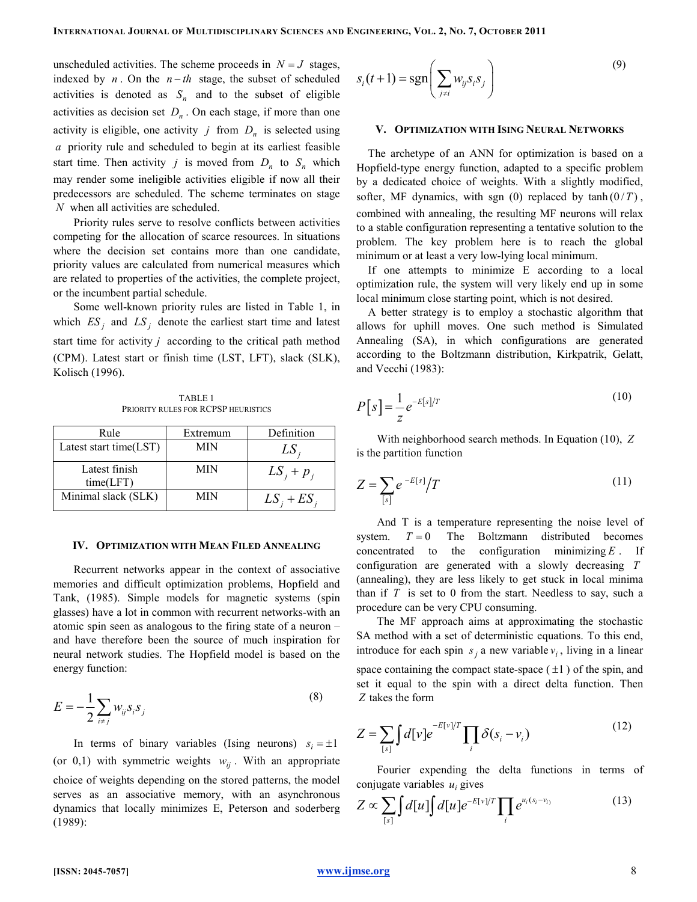unscheduled activities. The scheme proceeds in $N = J$ stages, indexed by $n$. On the $n-th$ stage, the subset of scheduled activities is denoted as $S_n$ and to the subset of eligible activities as decision set $D_n$. On each stage, if more than one activity $j$ from $D_n$ is selected using $a$ priority rule and scheduled to begin at its earliest feasible start time. Then activity $j$ is moved from $D_n$ to $S_n$ which may render some ineligible activities eligible if now all their predecessors are scheduled. The scheme terminates on stage $N$ when all activities are scheduled.

Priority rules serve to resolve conflicts between activities competing for the allocation of scarce resources. In situations where the decision set contains more than one candidate, priority values are calculated from numerical measures which are related to properties of the activities, the complete project, or the incumbent partial schedule.

Some well-known priority rules are listed in Table 1, in which $ES_j$ and $LS_j$ denote the earliest start time and latest start time for activity $j$ according to the critical path method (CPM). Latest start or finish time (LST, LFT), slack (SLK), Kolisch (1996).

TABLE 1
PRIORITY RULES FOR RCPSP HEURISTICS

| Rule | Extremum | Definition |
|---|---|---|
| Latest start time(LST) | MIN | $LS_j$ |
| Latest finish time(LFT) | MIN | $LS_j + p_j$ |
| Minimal slack (SLK) | MIN | $LS_j + ES_j$ |

## IV. Optimization with Mean Filed Annealing

Recurrent networks appear in the context of associative memories and difficult optimization problems, Hopfield and Tank, (1985). Simple models for magnetic systems (spin glasses) have a lot in common with recurrent networks-with an atomic spin seen as analogous to the firing state of a neuron – and have therefore been the source of much inspiration for neural network studies. The Hopfield model is based on the energy function:

$$E = -\frac{1}{2}\sum_{i \neq j} w_{ij} s_i s_j \tag{8}$$

In terms of binary variables (Ising neurons) $s_i = \pm 1$ (or 0,1) with symmetric weights $w_{ij}$. With an appropriate choice of weights depending on the stored patterns, the model serves as an associative memory, with an asynchronous dynamics that locally minimizes E, Peterson and soderberg (1989):

$$s_i(t+1) = \operatorname{sgn}\left(\sum_{j \neq i} w_{ij} s_i s_j\right) \tag{9}$$

## V. Optimization with Ising Neural Networks

The archetype of an ANN for optimization is based on a Hopfield-type energy function, adapted to a specific problem by a dedicated choice of weights. With a slightly modified, softer, MF dynamics, with sgn (0) replaced by $\tanh(0/T)$, combined with annealing, the resulting MF neurons will relax to a stable configuration representing a tentative solution to the problem. The key problem here is to reach the global minimum or at least a very low-lying local minimum.

If one attempts to minimize E according to a local optimization rule, the system will very likely end up in some local minimum close starting point, which is not desired.

A better strategy is to employ a stochastic algorithm that allows for uphill moves. One such method is Simulated Annealing (SA), in which configurations are generated according to the Boltzmann distribution, Kirkpatrik, Gelatt, and Vecchi (1983):

$$P[s] = \frac{1}{z} e^{-E[s]/T} \tag{10}$$

With neighborhood search methods. In Equation (10), $Z$ is the partition function

$$Z = \sum_{[s]} e^{-E[s]} / T \tag{11}$$

And T is a temperature representing the noise level of system. $T = 0$ The Boltzmann distributed becomes concentrated to the configuration minimizing $E$. If configuration are generated with a slowly decreasing $T$ (annealing), they are less likely to get stuck in local minima than if $T$ is set to 0 from the start. Needless to say, such a procedure can be very CPU consuming.

The MF approach aims at approximating the stochastic SA method with a set of deterministic equations. To this end, introduce for each spin $s_j$ a new variable $v_i$, living in a linear space containing the compact state-space ($\pm 1$) of the spin, and set it equal to the spin with a direct delta function. Then $Z$ takes the form

$$Z = \sum_{[s]} \int d[v] e^{-E[v]/T} \prod_i \delta(s_i - v_i) \tag{12}$$

Fourier expending the delta functions in terms of conjugate variables $u_i$ gives

$$Z \propto \sum_{[s]} \int d[u] \int d[u] e^{-E[v]/T} \prod_i e^{u_i(s_i - v_i)} \tag{13}$$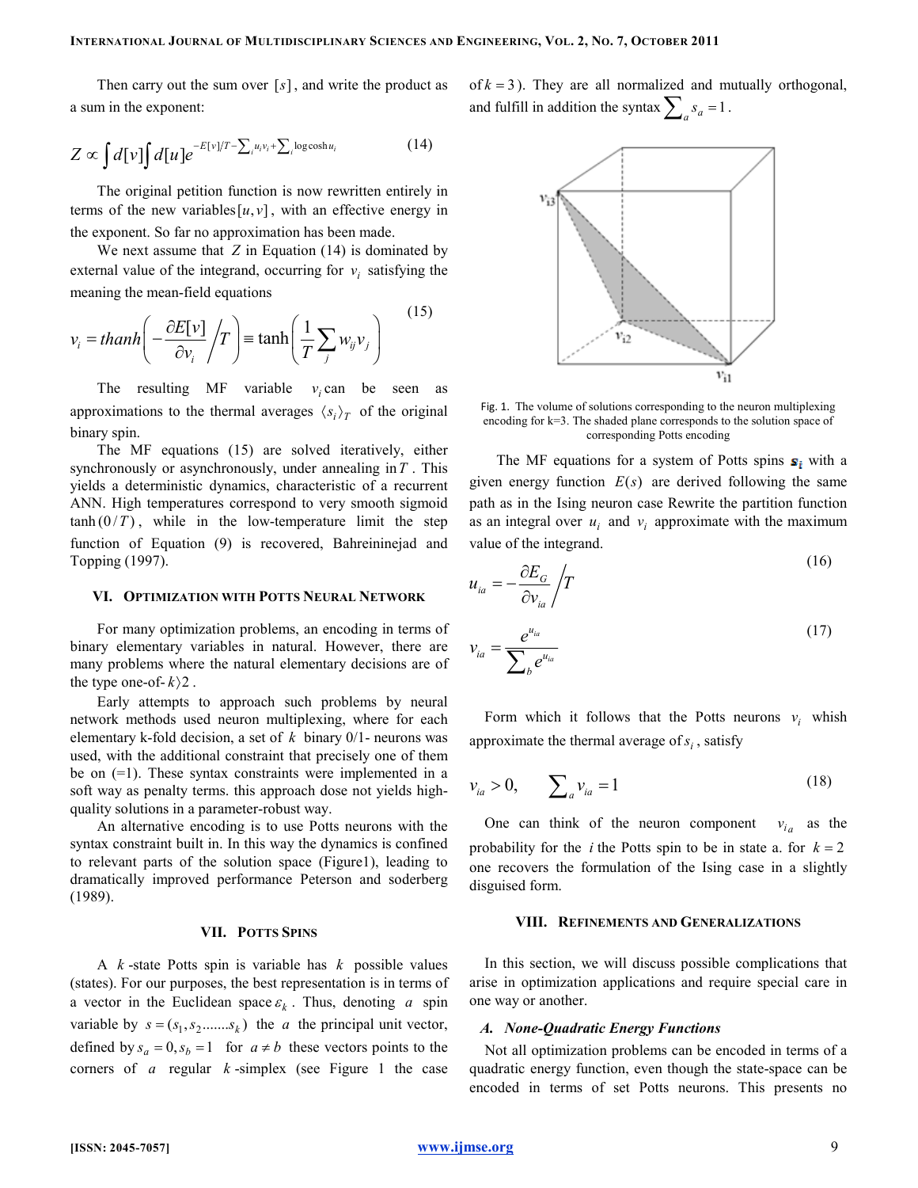Then carry out the sum over $[s]$, and write the product as a sum in the exponent:

$$Z \propto \int d[v] \int d[u] e^{-E[v]/T - \sum_i u_i v_i + \sum_i \log\cosh u_i} \tag{14}$$

The original petition function is now rewritten entirely in terms of the new variables $[u, v]$, with an effective energy in the exponent. So far no approximation has been made.

We next assume that $Z$ in Equation (14) is dominated by external value of the integrand, occurring for $v_i$ satisfying the meaning the mean-field equations

$$v_i = thanh\left(-\frac{\partial E[v]}{\partial v_i} \Big/ T\right) \equiv \tanh\left(\frac{1}{T} \sum_j w_{ij} v_j\right) \tag{15}$$

The resulting MF variable $v_i$ can be seen as approximations to the thermal averages $\langle s_i \rangle_T$ of the original binary spin.

The MF equations (15) are solved iteratively, either synchronously or asynchronously, under annealing in $T$. This yields a deterministic dynamics, characteristic of a recurrent ANN. High temperatures correspond to very smooth sigmoid $\tanh(0/T)$, while in the low-temperature limit the step function of Equation (9) is recovered, Bahreininejad and Topping (1997).

## VI. Optimization with Potts Neural Network

For many optimization problems, an encoding in terms of binary elementary variables in natural. However, there are many problems where the natural elementary decisions are of the type one-of-$k \rangle 2$.

Early attempts to approach such problems by neural network methods used neuron multiplexing, where for each elementary k-fold decision, a set of $k$ binary 0/1- neurons was used, with the additional constraint that precisely one of them be on (=1). These syntax constraints were implemented in a soft way as penalty terms. this approach dose not yields high-quality solutions in a parameter-robust way.

An alternative encoding is to use Potts neurons with the syntax constraint built in. In this way the dynamics is confined to relevant parts of the solution space (Figure1), leading to dramatically improved performance Peterson and soderberg (1989).

## VII. Potts Spins

A $k$-state Potts spin is variable has $k$ possible values (states). For our purposes, the best representation is in terms of a vector in the Euclidean space $\varepsilon_k$. Thus, denoting $a$ spin variable by $s = (s_1, s_2 .......s_k)$ the $a$ the principal unit vector, defined by $s_a = 0, s_b = 1$ for $a \neq b$ these vectors points to the corners of a regular $k$-simplex (see Figure 1 the case of $k = 3$). They are all normalized and mutually orthogonal, and fulfill in addition the syntax $\sum_a s_a = 1$.

Fig. 1. The volume of solutions corresponding to the neuron multiplexing encoding for k=3. The shaded plane corresponds to the solution space of corresponding Potts encoding

The MF equations for a system of Potts spins $\mathbf{s_i}$ with a given energy function $E(s)$ are derived following the same path as in the Ising neuron case Rewrite the partition function as an integral over $u_i$ and $v_i$ approximate with the maximum value of the integrand.

$$u_{ia} = -\frac{\partial E_G}{\partial v_{ia}} \Big/ T \tag{16}$$

$$v_{ia} = \frac{e^{u_{ia}}}{\sum_b e^{u_{ia}}} \tag{17}$$

Form which it follows that the Potts neurons $v_i$ whish approximate the thermal average of $s_i$, satisfy

$$v_{ia} > 0, \qquad \sum_a v_{ia} = 1 \tag{18}$$

One can think of the neuron component $v_{ia}$ as the probability for the $i$ the Potts spin to be in state a. for $k = 2$ one recovers the formulation of the Ising case in a slightly disguised form.

## VIII. Refinements and Generalizations

In this section, we will discuss possible complications that arise in optimization applications and require special care in one way or another.

### A. None-Quadratic Energy Functions

Not all optimization problems can be encoded in terms of a quadratic energy function, even though the state-space can be encoded in terms of set Potts neurons. This presents no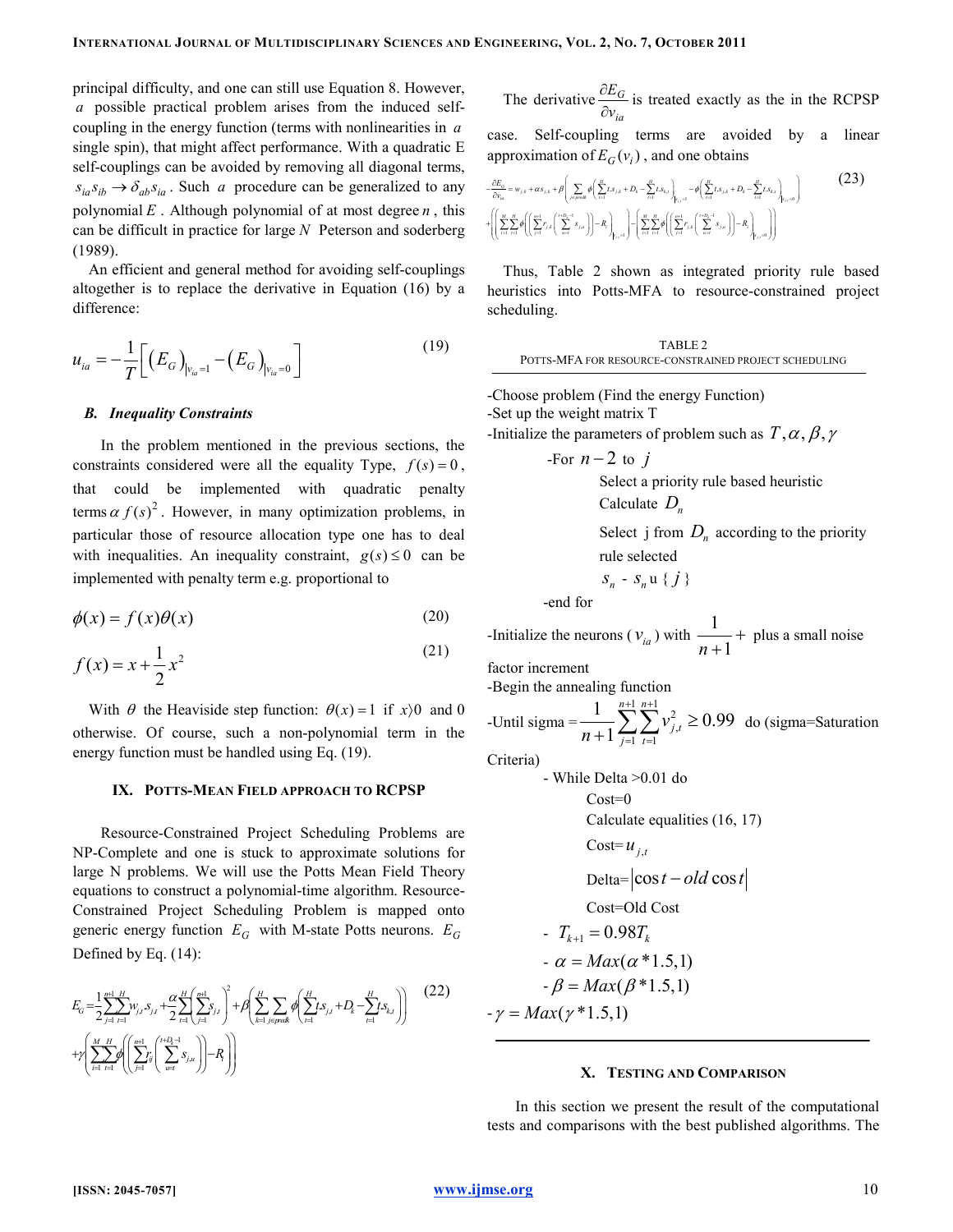principal difficulty, and one can still use Equation 8. However, a possible practical problem arises from the induced self-coupling in the energy function (terms with nonlinearities in a single spin), that might affect performance. With a quadratic E self-couplings can be avoided by removing all diagonal terms, $s_{ia}s_{ib} \rightarrow \delta_{ab}s_{ia}$. Such a procedure can be generalized to any polynomial $E$. Although polynomial of at most degree $n$, this can be difficult in practice for large $N$ Peterson and soderberg (1989).

An efficient and general method for avoiding self-couplings altogether is to replace the derivative in Equation (16) by a difference:

$$u_{ia} = -\frac{1}{T}\left[\left(E_G\right)_{|v_{ia}=1} - \left(E_G\right)_{|v_{ia}=0}\right] \tag{19}$$

### B. Inequality Constraints

In the problem mentioned in the previous sections, the constraints considered were all the equality Type, $f(s)=0$, that could be implemented with quadratic penalty terms $\alpha f(s)^2$. However, in many optimization problems, in particular those of resource allocation type one has to deal with inequalities. An inequality constraint, $g(s)\leq 0$ can be implemented with penalty term e.g. proportional to

$$\phi(x) = f(x)\theta(x) \tag{20}$$

$$f(x) = x + \frac{1}{2}x^2 \tag{21}$$

With $\theta$ the Heaviside step function: $\theta(x)=1$ if $x \rangle 0$ and 0 otherwise. Of course, such a non-polynomial term in the energy function must be handled using Eq. (19).

## IX. Potts-Mean Field approach to RCPSP

Resource-Constrained Project Scheduling Problems are NP-Complete and one is stuck to approximate solutions for large N problems. We will use the Potts Mean Field Theory equations to construct a polynomial-time algorithm. Resource-Constrained Project Scheduling Problem is mapped onto generic energy function $E_G$ with M-state Potts neurons. $E_G$ Defined by Eq. (14):

$$E_G = \frac{1}{2}\sum_{j=1}^{n+1}\sum_{t=1}^{H} w_{j,t}s_{j,t} + \frac{\alpha}{2}\sum_{t=1}^{H}\left(\sum_{j=1}^{n+1}s_{j,t}\right)^2 + \beta\left(\sum_{k=1}^{H}\sum_{j\in predk}\phi\left(\sum_{t=1}^{H}t.s_{j,t} + D_k - \sum_{t=1}^{H}t.s_{k,t}\right)\right) + \gamma\left(\sum_{i=1}^{M}\sum_{t=1}^{H}\phi\left(\left(\sum_{j=1}^{n+1}r_{ij}\left(\sum_{u=t}^{t+D_j-1}s_{j,u}\right)\right) - R_i\right)\right) \tag{22}$$

The derivative $\frac{\partial E_G}{\partial v_{ia}}$ is treated exactly as the in the RCPSP case. Self-coupling terms are avoided by a linear approximation of $E_G(v_i)$, and one obtains

$$-\frac{\partial E_G}{\partial v_{ia}} = w_{j,k} + \alpha s_{j,k} + \beta\left(\sum_{j\in predk}\phi\left(\sum_{t=1}^{H}t.s_{j,k} + D_k - \sum_{t=1}^{H}t.s_{k,t}\right)_{|v_{j,t}=1} - \phi\left(\sum_{t=1}^{H}t.s_{j,k} + D_k - \sum_{t=1}^{H}t.s_{k,t}\right)_{|v_{j,t}=0}\right) + \left(\left(\sum_{i=1}^{M}\sum_{t=1}^{H}\phi\left(\left(\sum_{j=1}^{n+1}r_{j,k}\left(\sum_{u=t}^{t+D_j-1}s_{j,u}\right)\right) - R_i\right)_{|v_{j,t}=1}\right) - \left(\sum_{i=1}^{M}\sum_{t=1}^{H}\phi\left(\left(\sum_{j=1}^{n+1}r_{j,k}\left(\sum_{u=t}^{t+D_j-1}s_{j,u}\right)\right) - R_i\right)_{|v_{j,t}=0}\right)\right) \tag{23}$$

Thus, Table 2 shown as integrated priority rule based heuristics into Potts-MFA to resource-constrained project scheduling.

TABLE 2
POTTS-MFA FOR RESOURCE-CONSTRAINED PROJECT SCHEDULING

-Choose problem (Find the energy Function)
-Set up the weight matrix T
-Initialize the parameters of problem such as $T, \alpha, \beta, \gamma$
&nbsp;&nbsp;&nbsp;&nbsp;-For $n-2$ to $j$
&nbsp;&nbsp;&nbsp;&nbsp;&nbsp;&nbsp;&nbsp;&nbsp;Select a priority rule based heuristic
&nbsp;&nbsp;&nbsp;&nbsp;&nbsp;&nbsp;&nbsp;&nbsp;Calculate $D_n$
&nbsp;&nbsp;&nbsp;&nbsp;&nbsp;&nbsp;&nbsp;&nbsp;Select j from $D_n$ according to the priority rule selected
&nbsp;&nbsp;&nbsp;&nbsp;&nbsp;&nbsp;&nbsp;&nbsp;$s_n$ - $s_n$ u { $j$ }
&nbsp;&nbsp;&nbsp;&nbsp;-end for
-Initialize the neurons ($v_{ia}$) with $\frac{1}{n+1}$ + plus a small noise factor increment
-Begin the annealing function
-Until sigma $= \frac{1}{n+1}\sum_{j=1}^{n+1}\sum_{t=1}^{n+1}v_{j,t}^2 \geq 0.99$ do (sigma=Saturation Criteria)
&nbsp;&nbsp;&nbsp;&nbsp;- While Delta >0.01 do
&nbsp;&nbsp;&nbsp;&nbsp;&nbsp;&nbsp;&nbsp;&nbsp;Cost=0
&nbsp;&nbsp;&nbsp;&nbsp;&nbsp;&nbsp;&nbsp;&nbsp;Calculate equalities (16, 17)
&nbsp;&nbsp;&nbsp;&nbsp;&nbsp;&nbsp;&nbsp;&nbsp;Cost= $u_{j,t}$
&nbsp;&nbsp;&nbsp;&nbsp;&nbsp;&nbsp;&nbsp;&nbsp;Delta= $|\cos t - old \cos t|$
&nbsp;&nbsp;&nbsp;&nbsp;&nbsp;&nbsp;&nbsp;&nbsp;Cost=Old Cost
&nbsp;&nbsp;&nbsp;&nbsp;- $T_{k+1} = 0.98T_k$
&nbsp;&nbsp;&nbsp;&nbsp;- $\alpha = Max(\alpha * 1.5, 1)$
&nbsp;&nbsp;&nbsp;&nbsp;- $\beta = Max(\beta * 1.5, 1)$
- $\gamma = Max(\gamma * 1.5, 1)$

## X. Testing and Comparison

In this section we present the result of the computational tests and comparisons with the best published algorithms. The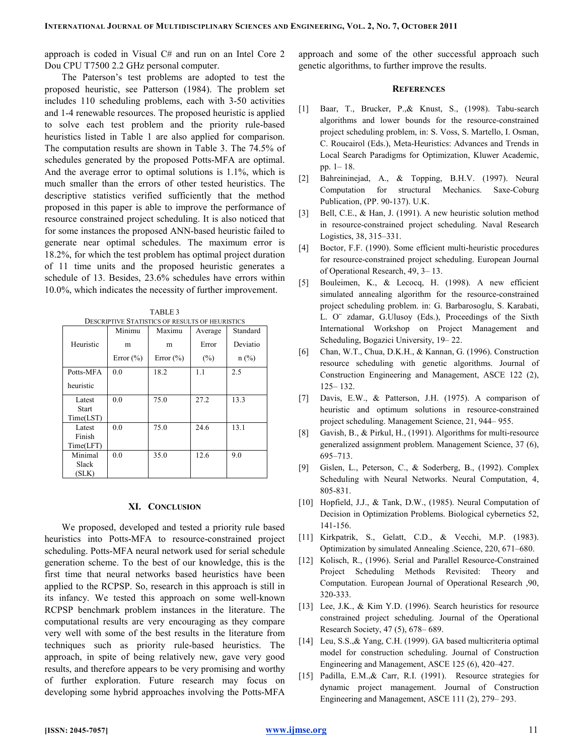approach is coded in Visual C# and run on an Intel Core 2 Dou CPU T7500 2.2 GHz personal computer.

The Paterson's test problems are adopted to test the proposed heuristic, see Patterson (1984). The problem set includes 110 scheduling problems, each with 3-50 activities and 1-4 renewable resources. The proposed heuristic is applied to solve each test problem and the priority rule-based heuristics listed in Table 1 are also applied for comparison. The computation results are shown in Table 3. The 74.5% of schedules generated by the proposed Potts-MFA are optimal. And the average error to optimal solutions is 1.1%, which is much smaller than the errors of other tested heuristics. The descriptive statistics verified sufficiently that the method proposed in this paper is able to improve the performance of resource constrained project scheduling. It is also noticed that for some instances the proposed ANN-based heuristic failed to generate near optimal schedules. The maximum error is 18.2%, for which the test problem has optimal project duration of 11 time units and the proposed heuristic generates a schedule of 13. Besides, 23.6% schedules have errors within 10.0%, which indicates the necessity of further improvement.

TABLE 3
DESCRIPTIVE STATISTICS OF RESULTS OF HEURISTICS

| Heuristic | Minimum Error (%) | Maximum Error (%) | Average Error (%) | Standard Deviation (%) |
|---|---|---|---|---|
| Potts-MFA heuristic | 0.0 | 18.2 | 1.1 | 2.5 |
| Latest Start Time(LST) | 0.0 | 75.0 | 27.2 | 13.3 |
| Latest Finish Time(LFT) | 0.0 | 75.0 | 24.6 | 13.1 |
| Minimal Slack (SLK) | 0.0 | 35.0 | 12.6 | 9.0 |

## XI. Conclusion

We proposed, developed and tested a priority rule based heuristics into Potts-MFA to resource-constrained project scheduling. Potts-MFA neural network used for serial schedule generation scheme. To the best of our knowledge, this is the first time that neural networks based heuristics have been applied to the RCPSP. So, research in this approach is still in its infancy. We tested this approach on some well-known RCPSP benchmark problem instances in the literature. The computational results are very encouraging as they compare very well with some of the best results in the literature from techniques such as priority rule-based heuristics. The approach, in spite of being relatively new, gave very good results, and therefore appears to be very promising and worthy of further exploration. Future research may focus on developing some hybrid approaches involving the Potts-MFA approach and some of the other successful approach such genetic algorithms, to further improve the results.

## References

[1] Baar, T., Brucker, P.,& Knust, S., (1998). Tabu-search algorithms and lower bounds for the resource-constrained project scheduling problem, in: S. Voss, S. Martello, I. Osman, C. Roucairol (Eds.), Meta-Heuristics: Advances and Trends in Local Search Paradigms for Optimization, Kluwer Academic, pp. 1– 18.

[2] Bahreininejad, A., & Topping, B.H.V. (1997). Neural Computation for structural Mechanics. Saxe-Coburg Publication, (PP. 90-137). U.K.

[3] Bell, C.E., & Han, J. (1991). A new heuristic solution method in resource-constrained project scheduling. Naval Research Logistics, 38, 315–331.

[4] Boctor, F.F. (1990). Some efficient multi-heuristic procedures for resource-constrained project scheduling. European Journal of Operational Research, 49, 3– 13.

[5] Bouleimen, K., & Lecocq, H. (1998). A new efficient simulated annealing algorithm for the resource-constrained project scheduling problem. in: G. Barbarosoglu, S. Karabati, L. O¨ zdamar, G.Ulusoy (Eds.), Proceedings of the Sixth International Workshop on Project Management and Scheduling, Bogazici University, 19– 22.

[6] Chan, W.T., Chua, D.K.H., & Kannan, G. (1996). Construction resource scheduling with genetic algorithms. Journal of Construction Engineering and Management, ASCE 122 (2), 125– 132.

[7] Davis, E.W., & Patterson, J.H. (1975). A comparison of heuristic and optimum solutions in resource-constrained project scheduling. Management Science, 21, 944– 955.

[8] Gavish, B., & Pirkul, H., (1991). Algorithms for multi-resource generalized assignment problem. Management Science, 37 (6), 695–713.

[9] Gislen, L., Peterson, C., & Soderberg, B., (1992). Complex Scheduling with Neural Networks. Neural Computation, 4, 805-831.

[10] Hopfield, J.J., & Tank, D.W., (1985). Neural Computation of Decision in Optimization Problems. Biological cybernetics 52, 141-156.

[11] Kirkpatrik, S., Gelatt, C.D., & Vecchi, M.P. (1983). Optimization by simulated Annealing .Science, 220, 671–680.

[12] Kolisch, R., (1996). Serial and Parallel Resource-Constrained Project Scheduling Methods Revisited: Theory and Computation. European Journal of Operational Research ,90, 320-333.

[13] Lee, J.K., & Kim Y.D. (1996). Search heuristics for resource constrained project scheduling. Journal of the Operational Research Society, 47 (5), 678– 689.

[14] Leu, S.S.,& Yang, C.H. (1999). GA based multicriteria optimal model for construction scheduling. Journal of Construction Engineering and Management, ASCE 125 (6), 420–427.

[15] Padilla, E.M.,& Carr, R.I. (1991). Resource strategies for dynamic project management. Journal of Construction Engineering and Management, ASCE 111 (2), 279– 293.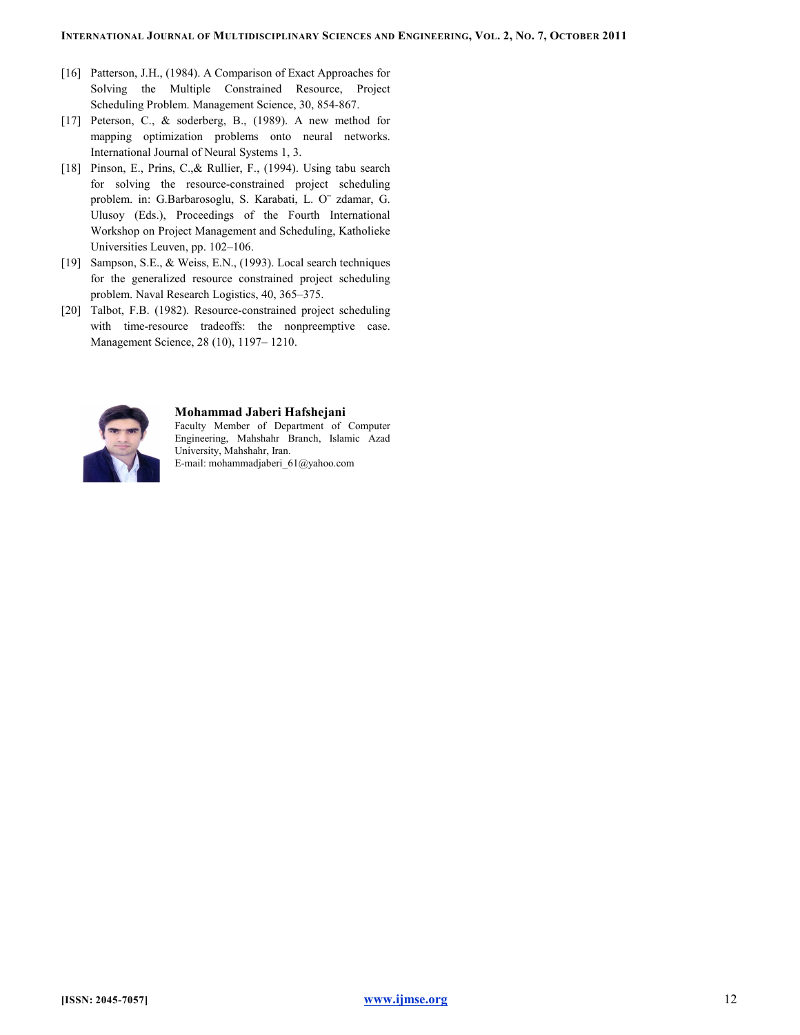[16] Patterson, J.H., (1984). A Comparison of Exact Approaches for Solving the Multiple Constrained Resource, Project Scheduling Problem. Management Science, 30, 854-867.

[17] Peterson, C., & soderberg, B., (1989). A new method for mapping optimization problems onto neural networks. International Journal of Neural Systems 1, 3.

[18] Pinson, E., Prins, C.,& Rullier, F., (1994). Using tabu search for solving the resource-constrained project scheduling problem. in: G.Barbarosoglu, S. Karabati, L. O¨ zdamar, G. Ulusoy (Eds.), Proceedings of the Fourth International Workshop on Project Management and Scheduling, Katholieke Universities Leuven, pp. 102–106.

[19] Sampson, S.E., & Weiss, E.N., (1993). Local search techniques for the generalized resource constrained project scheduling problem. Naval Research Logistics, 40, 365–375.

[20] Talbot, F.B. (1982). Resource-constrained project scheduling with time-resource tradeoffs: the nonpreemptive case. Management Science, 28 (10), 1197– 1210.

**Mohammad Jaberi Hafshejani**
Faculty Member of Department of Computer Engineering, Mahshahr Branch, Islamic Azad University, Mahshahr, Iran.
E-mail: mohammadjaberi_61@yahoo.com